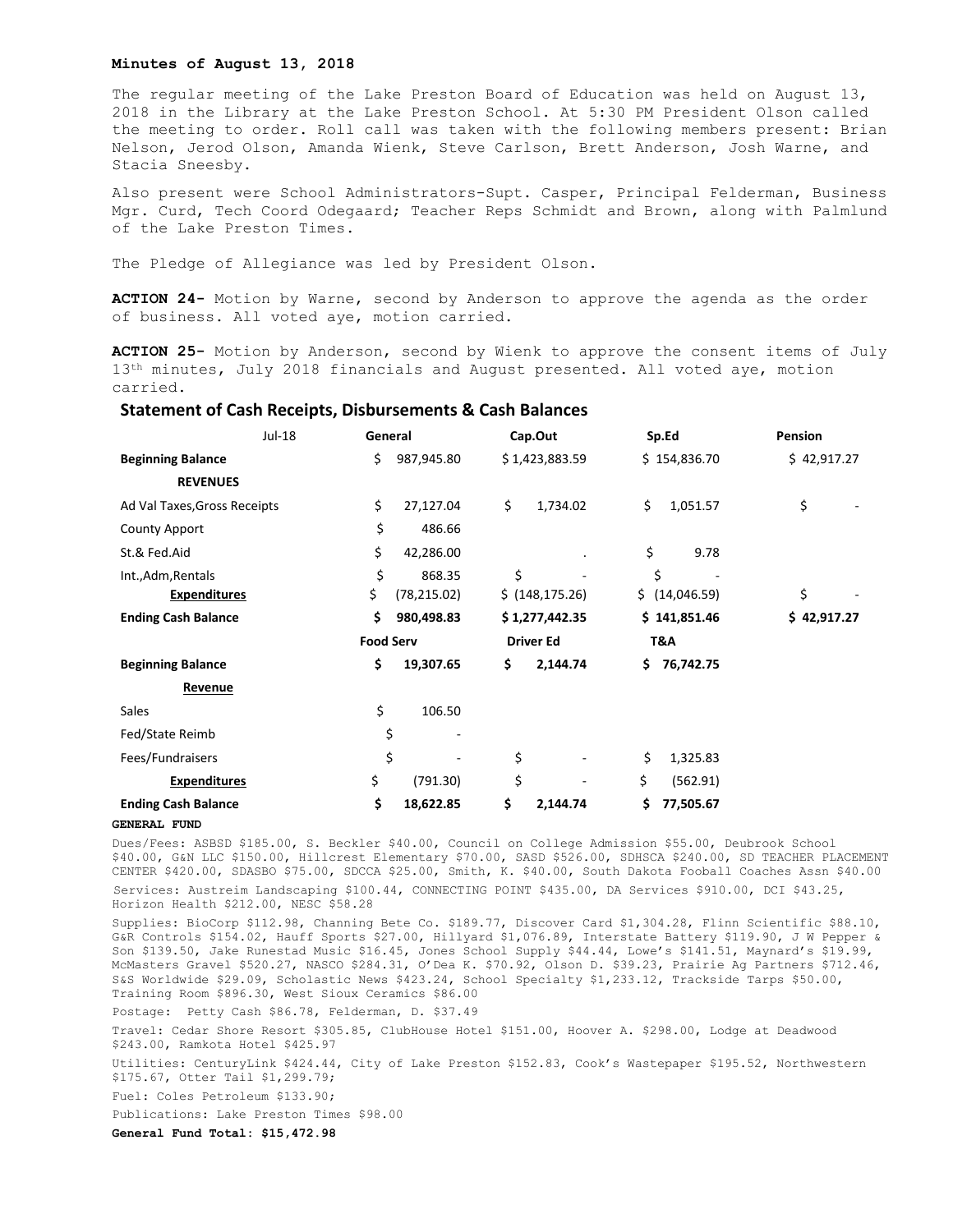**Minutes of August 13, 2018**

The regular meeting of the Lake Preston Board of Education was held on August 13, 2018 in the Library at the Lake Preston School. At 5:30 PM President Olson called the meeting to order. Roll call was taken with the following members present: Brian Nelson, Jerod Olson, Amanda Wienk, Steve Carlson, Brett Anderson, Josh Warne, and Stacia Sneesby.

Also present were School Administrators-Supt. Casper, Principal Felderman, Business Mgr. Curd, Tech Coord Odegaard; Teacher Reps Schmidt and Brown, along with Palmlund of the Lake Preston Times.

The Pledge of Allegiance was led by President Olson.

**ACTION 24-** Motion by Warne, second by Anderson to approve the agenda as the order of business. All voted aye, motion carried.

**ACTION 25-** Motion by Anderson, second by Wienk to approve the consent items of July 13th minutes, July 2018 financials and August presented. All voted aye, motion carried.

## Statement of Cash Receipts, Disbursements & Cash Balances

| Jul-18 | General | Cap.Out | Sp.Ed | Pension |
|---|---|---|---|---|
| **Beginning Balance** | $ 987,945.80 | $ 1,423,883.59 | $ 154,836.70 | $ 42,917.27 |
| **REVENUES** | | | | |
| Ad Val Taxes,Gross Receipts | $ 27,127.04 | $ 1,734.02 | $ 1,051.57 | $ - |
| County Apport | $ 486.66 | | | |
| St.& Fed.Aid | $ 42,286.00 | . | $ 9.78 | |
| Int.,Adm,Rentals | $ 868.35 | $ - | $ - | |
| **Expenditures** | $ (78,215.02) | $ (148,175.26) | $ (14,046.59) | $ - |
| **Ending Cash Balance** | **$ 980,498.83** | **$ 1,277,442.35** | **$ 141,851.46** | **$ 42,917.27** |
| | **Food Serv** | **Driver Ed** | **T&A** | |
| **Beginning Balance** | **$ 19,307.65** | **$ 2,144.74** | **$ 76,742.75** | |
| **Revenue** | | | | |
| Sales | $ 106.50 | | | |
| Fed/State Reimb | $ - | | | |
| Fees/Fundraisers | $ - | $ - | $ 1,325.83 | |
| **Expenditures** | $ (791.30) | $ - | $ (562.91) | |
| **Ending Cash Balance** | **$ 18,622.85** | **$ 2,144.74** | **$ 77,505.67** | |

**GENERAL FUND**

Dues/Fees: ASBSD $185.00, S. Beckler $40.00, Council on College Admission $55.00, Deubrook School $40.00, G&N LLC $150.00, Hillcrest Elementary $70.00, SASD $526.00, SDHSCA $240.00, SD TEACHER PLACEMENT CENTER $420.00, SDASBO $75.00, SDCCA $25.00, Smith, K. $40.00, South Dakota Fooball Coaches Assn $40.00

Services: Austreim Landscaping $100.44, CONNECTING POINT $435.00, DA Services $910.00, DCI $43.25, Horizon Health $212.00, NESC $58.28

Supplies: BioCorp $112.98, Channing Bete Co. $189.77, Discover Card $1,304.28, Flinn Scientific $88.10, G&R Controls $154.02, Hauff Sports $27.00, Hillyard $1,076.89, Interstate Battery $119.90, J W Pepper & Son $139.50, Jake Runestad Music $16.45, Jones School Supply $44.44, Lowe's $141.51, Maynard's $19.99, McMasters Gravel $520.27, NASCO $284.31, O'Dea K. $70.92, Olson D. $39.23, Prairie Ag Partners $712.46, S&S Worldwide $29.09, Scholastic News $423.24, School Specialty $1,233.12, Trackside Tarps $50.00, Training Room $896.30, West Sioux Ceramics $86.00

Postage: Petty Cash $86.78, Felderman, D. $37.49

Travel: Cedar Shore Resort $305.85, ClubHouse Hotel $151.00, Hoover A. $298.00, Lodge at Deadwood $243.00, Ramkota Hotel $425.97

Utilities: CenturyLink $424.44, City of Lake Preston $152.83, Cook's Wastepaper $195.52, Northwestern $175.67, Otter Tail $1,299.79;

Fuel: Coles Petroleum $133.90;

Publications: Lake Preston Times $98.00

**General Fund Total: $15,472.98**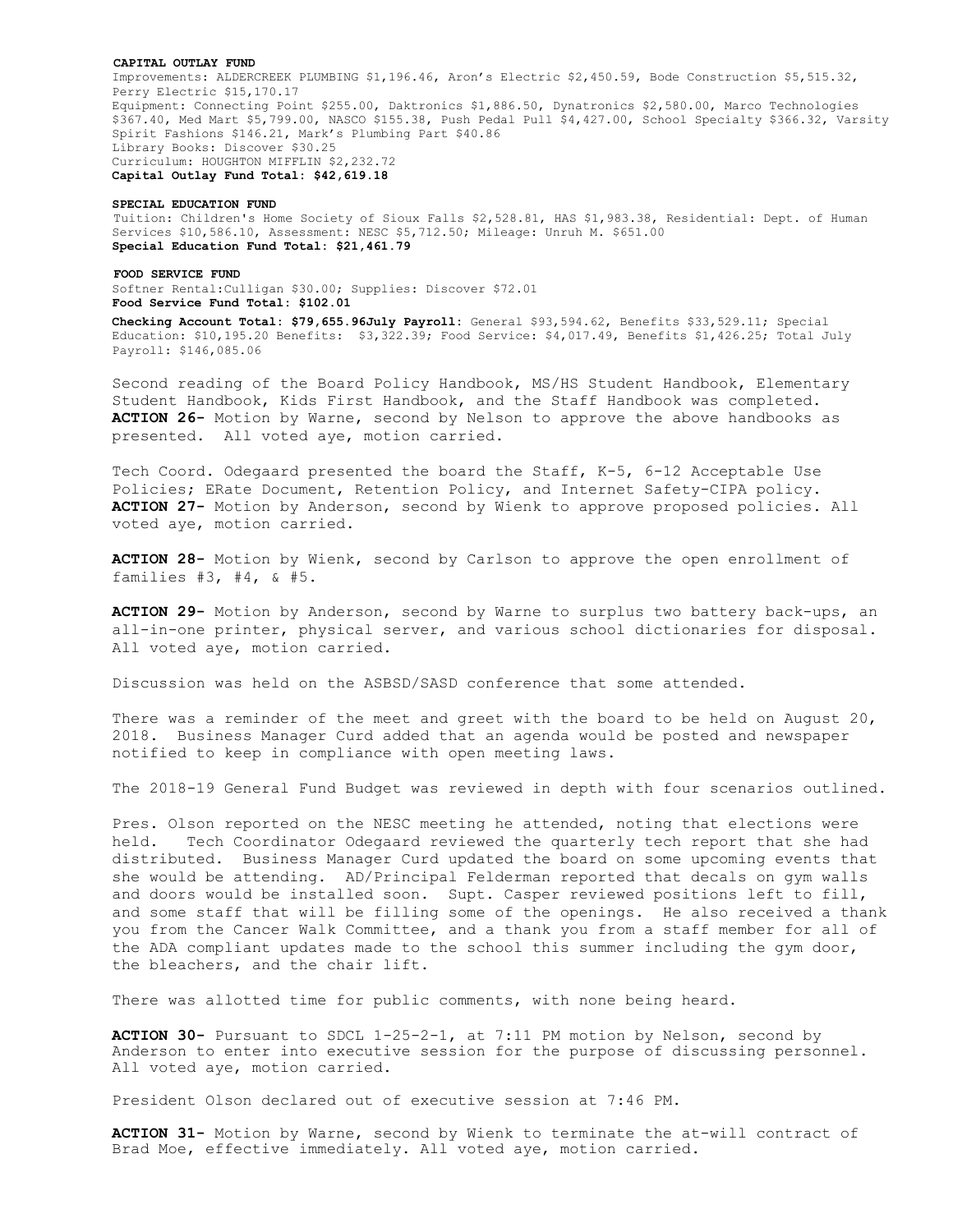**CAPITAL OUTLAY FUND**

Improvements: ALDERCREEK PLUMBING $1,196.46, Aron's Electric $2,450.59, Bode Construction $5,515.32, Perry Electric $15,170.17

Equipment: Connecting Point $255.00, Daktronics $1,886.50, Dynatronics $2,580.00, Marco Technologies $367.40, Med Mart $5,799.00, NASCO $155.38, Push Pedal Pull $4,427.00, School Specialty $366.32, Varsity Spirit Fashions $146.21, Mark's Plumbing Part $40.86

Library Books: Discover $30.25

Curriculum: HOUGHTON MIFFLIN $2,232.72

**Capital Outlay Fund Total: $42,619.18**

**SPECIAL EDUCATION FUND**

Tuition: Children's Home Society of Sioux Falls $2,528.81, HAS $1,983.38, Residential: Dept. of Human Services $10,586.10, Assessment: NESC $5,712.50; Mileage: Unruh M. $651.00

**Special Education Fund Total: $21,461.79**

**FOOD SERVICE FUND**

Softner Rental:Culligan $30.00; Supplies: Discover $72.01

**Food Service Fund Total: $102.01**

**Checking Account Total: $79,655.96July Payroll:** General $93,594.62, Benefits $33,529.11; Special Education: $10,195.20 Benefits: $3,322.39; Food Service: $4,017.49, Benefits $1,426.25; Total July Payroll: $146,085.06

Second reading of the Board Policy Handbook, MS/HS Student Handbook, Elementary Student Handbook, Kids First Handbook, and the Staff Handbook was completed. **ACTION 26-** Motion by Warne, second by Nelson to approve the above handbooks as presented. All voted aye, motion carried.

Tech Coord. Odegaard presented the board the Staff, K-5, 6-12 Acceptable Use Policies; ERate Document, Retention Policy, and Internet Safety-CIPA policy. **ACTION 27-** Motion by Anderson, second by Wienk to approve proposed policies. All voted aye, motion carried.

**ACTION 28-** Motion by Wienk, second by Carlson to approve the open enrollment of families #3, #4, & #5.

**ACTION 29-** Motion by Anderson, second by Warne to surplus two battery back-ups, an all-in-one printer, physical server, and various school dictionaries for disposal. All voted aye, motion carried.

Discussion was held on the ASBSD/SASD conference that some attended.

There was a reminder of the meet and greet with the board to be held on August 20, 2018. Business Manager Curd added that an agenda would be posted and newspaper notified to keep in compliance with open meeting laws.

The 2018-19 General Fund Budget was reviewed in depth with four scenarios outlined.

Pres. Olson reported on the NESC meeting he attended, noting that elections were held. Tech Coordinator Odegaard reviewed the quarterly tech report that she had distributed. Business Manager Curd updated the board on some upcoming events that she would be attending. AD/Principal Felderman reported that decals on gym walls and doors would be installed soon. Supt. Casper reviewed positions left to fill, and some staff that will be filling some of the openings. He also received a thank you from the Cancer Walk Committee, and a thank you from a staff member for all of the ADA compliant updates made to the school this summer including the gym door, the bleachers, and the chair lift.

There was allotted time for public comments, with none being heard.

**ACTION 30-** Pursuant to SDCL 1-25-2-1, at 7:11 PM motion by Nelson, second by Anderson to enter into executive session for the purpose of discussing personnel. All voted aye, motion carried.

President Olson declared out of executive session at 7:46 PM.

**ACTION 31-** Motion by Warne, second by Wienk to terminate the at-will contract of Brad Moe, effective immediately. All voted aye, motion carried.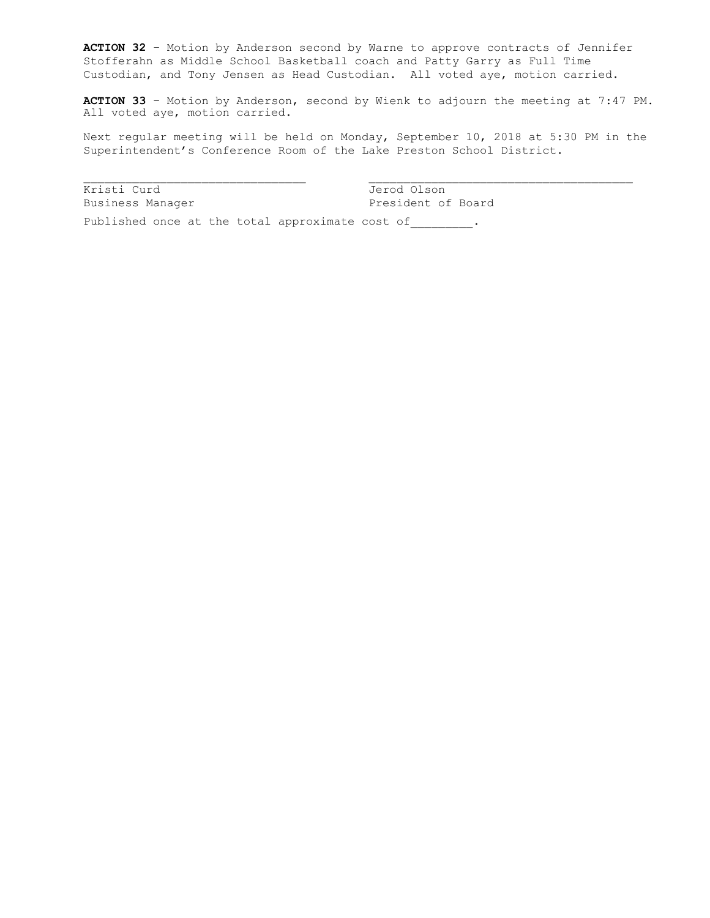**ACTION 32** – Motion by Anderson second by Warne to approve contracts of Jennifer Stofferahn as Middle School Basketball coach and Patty Garry as Full Time Custodian, and Tony Jensen as Head Custodian. All voted aye, motion carried.

**ACTION 33** – Motion by Anderson, second by Wienk to adjourn the meeting at 7:47 PM. All voted aye, motion carried.

Next regular meeting will be held on Monday, September 10, 2018 at 5:30 PM in the Superintendent's Conference Room of the Lake Preston School District.

| | |
|---|---|
| _______________________________ | _____________________________________ |
| Kristi Curd | Jerod Olson |
| Business Manager | President of Board |

Published once at the total approximate cost of_________.